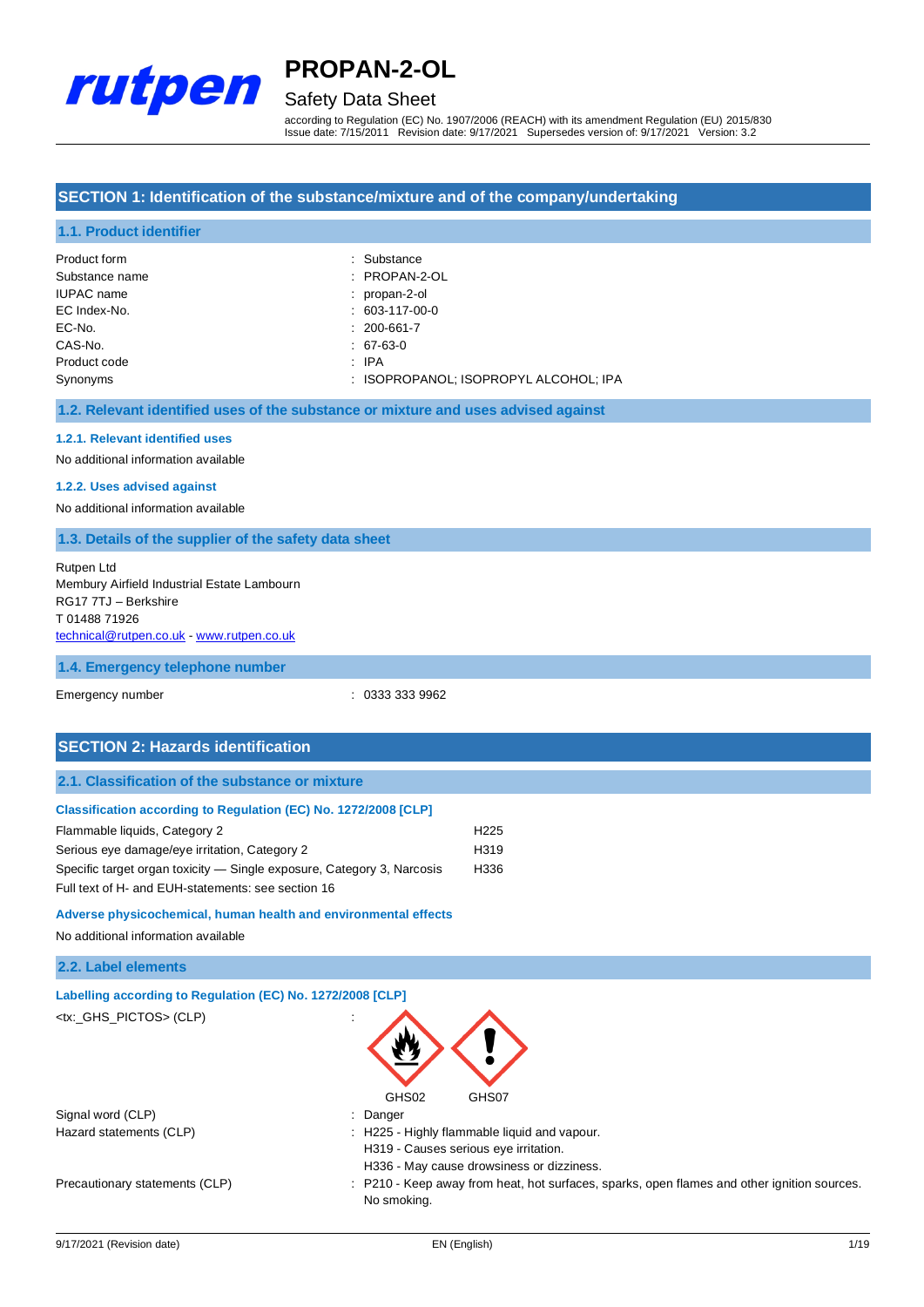# PROPAN-2-OL

## Safety Data Sheet

according to Regulation (EC) No. 1907/2006 (REACH) with its amendment Regulation (EU) 2015/830
Issue date: 7/15/2011 Revision date: 9/17/2021 Supersedes version of: 9/17/2021 Version: 3.2

## SECTION 1: Identification of the substance/mixture and of the company/undertaking

### 1.1. Product identifier

| | |
|---|---|
| Product form | : Substance |
| Substance name | : PROPAN-2-OL |
| IUPAC name | : propan-2-ol |
| EC Index-No. | : 603-117-00-0 |
| EC-No. | : 200-661-7 |
| CAS-No. | : 67-63-0 |
| Product code | : IPA |
| Synonyms | : ISOPROPANOL; ISOPROPYL ALCOHOL; IPA |

### 1.2. Relevant identified uses of the substance or mixture and uses advised against

#### 1.2.1. Relevant identified uses

No additional information available

#### 1.2.2. Uses advised against

No additional information available

### 1.3. Details of the supplier of the safety data sheet

Rutpen Ltd
Membury Airfield Industrial Estate Lambourn
RG17 7TJ – Berkshire
T 01488 71926
technical@rutpen.co.uk - www.rutpen.co.uk

### 1.4. Emergency telephone number

| | |
|---|---|
| Emergency number | : 0333 333 9962 |

## SECTION 2: Hazards identification

### 2.1. Classification of the substance or mixture

**Classification according to Regulation (EC) No. 1272/2008 [CLP]**

| | |
|---|---|
| Flammable liquids, Category 2 | H225 |
| Serious eye damage/eye irritation, Category 2 | H319 |
| Specific target organ toxicity — Single exposure, Category 3, Narcosis | H336 |

Full text of H- and EUH-statements: see section 16

**Adverse physicochemical, human health and environmental effects**

No additional information available

### 2.2. Label elements

**Labelling according to Regulation (EC) No. 1272/2008 [CLP]**

<tx:_GHS_PICTOS> (CLP) :

GHS02 GHS07

| | |
|---|---|
| Signal word (CLP) | : Danger |
| Hazard statements (CLP) | : H225 - Highly flammable liquid and vapour.<br>H319 - Causes serious eye irritation.<br>H336 - May cause drowsiness or dizziness. |
| Precautionary statements (CLP) | : P210 - Keep away from heat, hot surfaces, sparks, open flames and other ignition sources. No smoking. |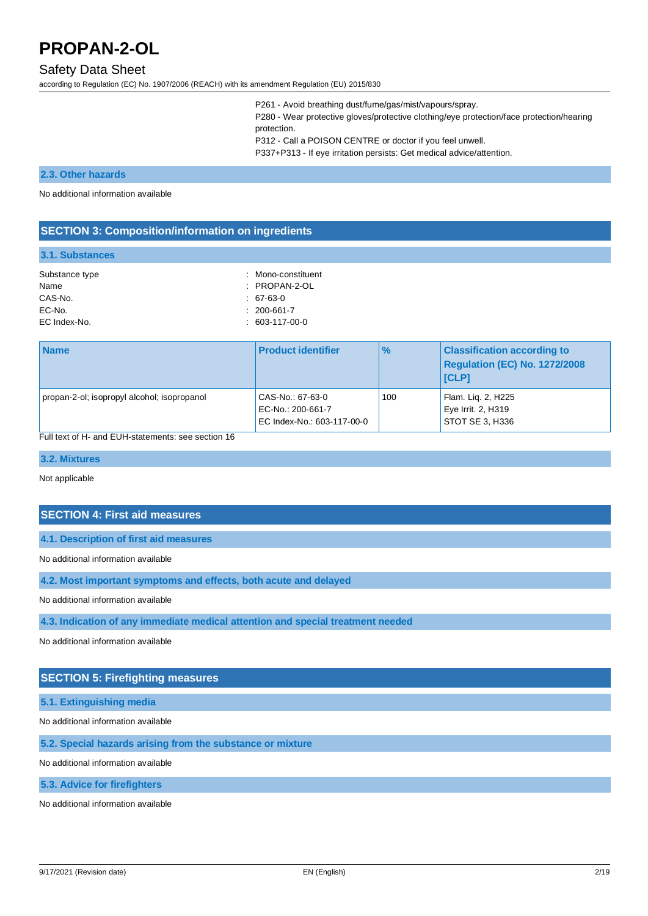P261 - Avoid breathing dust/fume/gas/mist/vapours/spray.
P280 - Wear protective gloves/protective clothing/eye protection/face protection/hearing protection.
P312 - Call a POISON CENTRE or doctor if you feel unwell.
P337+P313 - If eye irritation persists: Get medical advice/attention.

### 2.3. Other hazards

No additional information available

## SECTION 3: Composition/information on ingredients

### 3.1. Substances

| | |
|---|---|
| Substance type | : Mono-constituent |
| Name | : PROPAN-2-OL |
| CAS-No. | : 67-63-0 |
| EC-No. | : 200-661-7 |
| EC Index-No. | : 603-117-00-0 |

| Name | Product identifier | % | Classification according to Regulation (EC) No. 1272/2008 [CLP] |
|---|---|---|---|
| propan-2-ol; isopropyl alcohol; isopropanol | CAS-No.: 67-63-0<br>EC-No.: 200-661-7<br>EC Index-No.: 603-117-00-0 | 100 | Flam. Liq. 2, H225<br>Eye Irrit. 2, H319<br>STOT SE 3, H336 |

Full text of H- and EUH-statements: see section 16

### 3.2. Mixtures

Not applicable

## SECTION 4: First aid measures

### 4.1. Description of first aid measures

No additional information available

### 4.2. Most important symptoms and effects, both acute and delayed

No additional information available

### 4.3. Indication of any immediate medical attention and special treatment needed

No additional information available

## SECTION 5: Firefighting measures

### 5.1. Extinguishing media

No additional information available

### 5.2. Special hazards arising from the substance or mixture

No additional information available

### 5.3. Advice for firefighters

No additional information available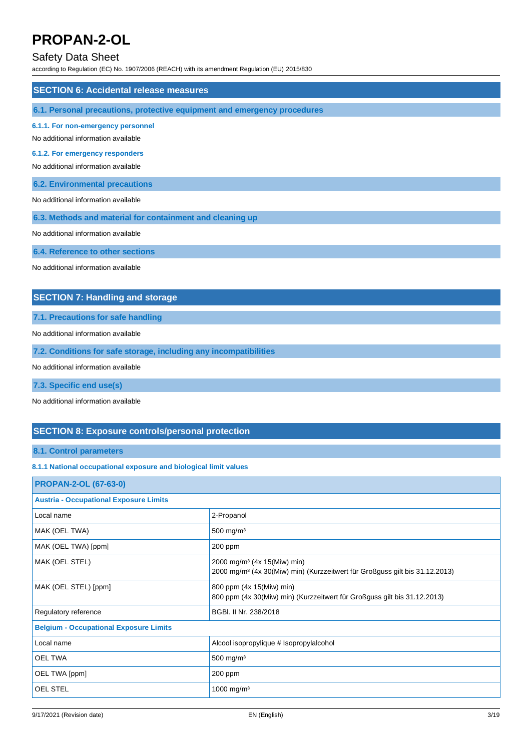## SECTION 6: Accidental release measures

### 6.1. Personal precautions, protective equipment and emergency procedures

#### 6.1.1. For non-emergency personnel

No additional information available

#### 6.1.2. For emergency responders

No additional information available

### 6.2. Environmental precautions

No additional information available

### 6.3. Methods and material for containment and cleaning up

No additional information available

### 6.4. Reference to other sections

No additional information available

## SECTION 7: Handling and storage

### 7.1. Precautions for safe handling

No additional information available

### 7.2. Conditions for safe storage, including any incompatibilities

No additional information available

### 7.3. Specific end use(s)

No additional information available

## SECTION 8: Exposure controls/personal protection

### 8.1. Control parameters

#### 8.1.1 National occupational exposure and biological limit values

| PROPAN-2-OL (67-63-0) | |
|---|---|
| **Austria - Occupational Exposure Limits** | |
| Local name | 2-Propanol |
| MAK (OEL TWA) | 500 mg/m³ |
| MAK (OEL TWA) [ppm] | 200 ppm |
| MAK (OEL STEL) | 2000 mg/m³ (4x 15(Miw) min)<br>2000 mg/m³ (4x 30(Miw) min) (Kurzzeitwert für Großguss gilt bis 31.12.2013) |
| MAK (OEL STEL) [ppm] | 800 ppm (4x 15(Miw) min)<br>800 ppm (4x 30(Miw) min) (Kurzzeitwert für Großguss gilt bis 31.12.2013) |
| Regulatory reference | BGBl. II Nr. 238/2018 |
| **Belgium - Occupational Exposure Limits** | |
| Local name | Alcool isopropylique # Isopropylalcohol |
| OEL TWA | 500 mg/m³ |
| OEL TWA [ppm] | 200 ppm |
| OEL STEL | 1000 mg/m³ |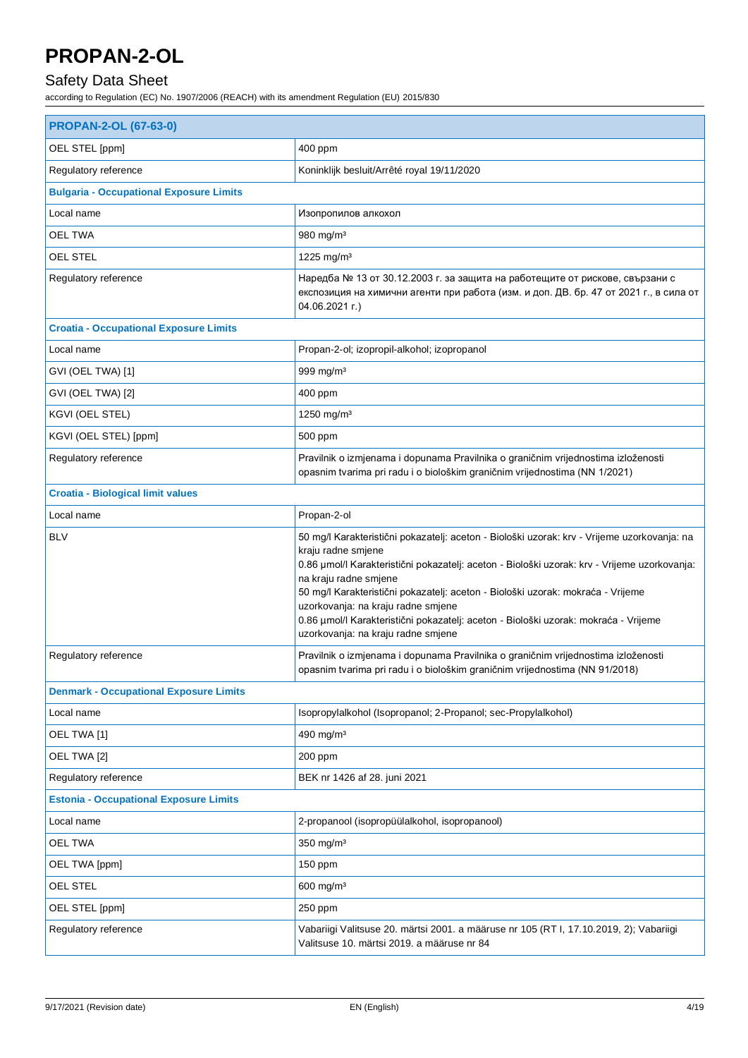| PROPAN-2-OL (67-63-0) | |
|---|---|
| OEL STEL [ppm] | 400 ppm |
| Regulatory reference | Koninklijk besluit/Arrêté royal 19/11/2020 |
| **Bulgaria - Occupational Exposure Limits** | |
| Local name | Изопропилов алкохол |
| OEL TWA | 980 mg/m³ |
| OEL STEL | 1225 mg/m³ |
| Regulatory reference | Наредба № 13 от 30.12.2003 г. за защита на работещите от рискове, свързани с експозиция на химични агенти при работа (изм. и доп. ДВ. бр. 47 от 2021 г., в сила от 04.06.2021 г.) |
| **Croatia - Occupational Exposure Limits** | |
| Local name | Propan-2-ol; izopropil-alkohol; izopropanol |
| GVI (OEL TWA) [1] | 999 mg/m³ |
| GVI (OEL TWA) [2] | 400 ppm |
| KGVI (OEL STEL) | 1250 mg/m³ |
| KGVI (OEL STEL) [ppm] | 500 ppm |
| Regulatory reference | Pravilnik o izmjenama i dopunama Pravilnika o graničnim vrijednostima izloženosti opasnim tvarima pri radu i o biološkim graničnim vrijednostima (NN 1/2021) |
| **Croatia - Biological limit values** | |
| Local name | Propan-2-ol |
| BLV | 50 mg/l Karakteristični pokazatelj: aceton - Biološki uzorak: krv - Vrijeme uzorkovanja: na kraju radne smjene<br>0.86 µmol/l Karakteristični pokazatelj: aceton - Biološki uzorak: krv - Vrijeme uzorkovanja: na kraju radne smjene<br>50 mg/l Karakteristični pokazatelj: aceton - Biološki uzorak: mokraća - Vrijeme uzorkovanja: na kraju radne smjene<br>0.86 µmol/l Karakteristični pokazatelj: aceton - Biološki uzorak: mokraća - Vrijeme uzorkovanja: na kraju radne smjene |
| Regulatory reference | Pravilnik o izmjenama i dopunama Pravilnika o graničnim vrijednostima izloženosti opasnim tvarima pri radu i o biološkim graničnim vrijednostima (NN 91/2018) |
| **Denmark - Occupational Exposure Limits** | |
| Local name | Isopropylalkohol (Isopropanol; 2-Propanol; sec-Propylalkohol) |
| OEL TWA [1] | 490 mg/m³ |
| OEL TWA [2] | 200 ppm |
| Regulatory reference | BEK nr 1426 af 28. juni 2021 |
| **Estonia - Occupational Exposure Limits** | |
| Local name | 2-propanool (isopropüülalkohol, isopropanool) |
| OEL TWA | 350 mg/m³ |
| OEL TWA [ppm] | 150 ppm |
| OEL STEL | 600 mg/m³ |
| OEL STEL [ppm] | 250 ppm |
| Regulatory reference | Vabariigi Valitsuse 20. märtsi 2001. a määruse nr 105 (RT I, 17.10.2019, 2); Vabariigi Valitsuse 10. märtsi 2019. a määruse nr 84 |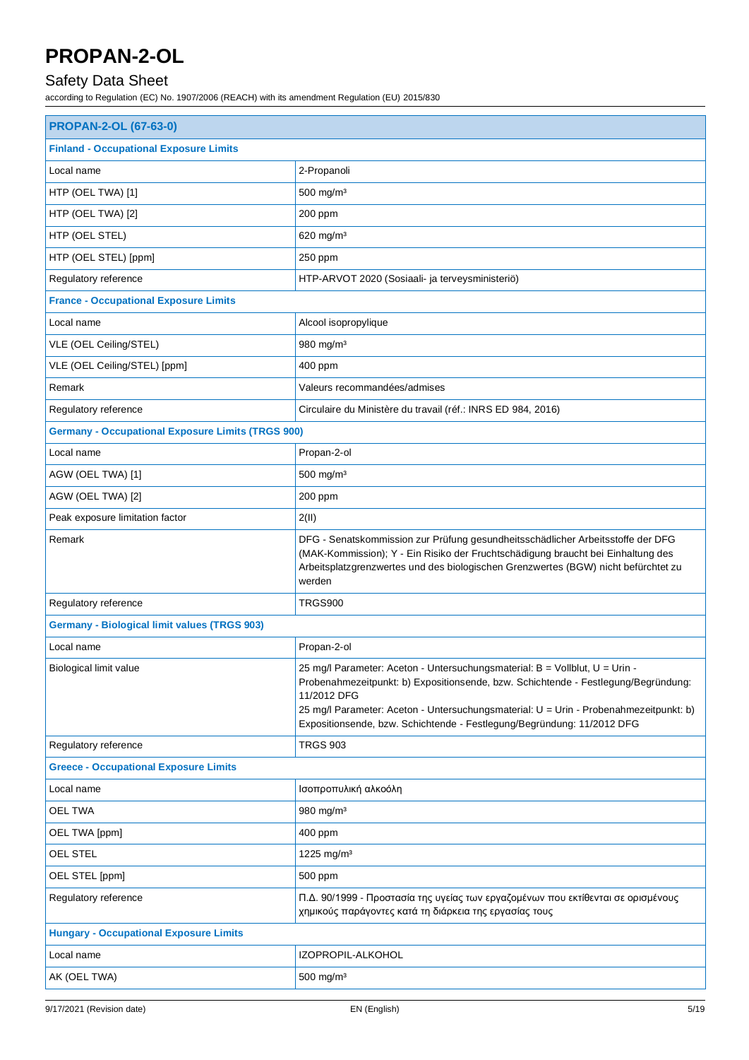| PROPAN-2-OL (67-63-0) | |
|---|---|
| **Finland - Occupational Exposure Limits** | |
| Local name | 2-Propanoli |
| HTP (OEL TWA) [1] | 500 mg/m³ |
| HTP (OEL TWA) [2] | 200 ppm |
| HTP (OEL STEL) | 620 mg/m³ |
| HTP (OEL STEL) [ppm] | 250 ppm |
| Regulatory reference | HTP-ARVOT 2020 (Sosiaali- ja terveysministeriö) |
| **France - Occupational Exposure Limits** | |
| Local name | Alcool isopropylique |
| VLE (OEL Ceiling/STEL) | 980 mg/m³ |
| VLE (OEL Ceiling/STEL) [ppm] | 400 ppm |
| Remark | Valeurs recommandées/admises |
| Regulatory reference | Circulaire du Ministère du travail (réf.: INRS ED 984, 2016) |
| **Germany - Occupational Exposure Limits (TRGS 900)** | |
| Local name | Propan-2-ol |
| AGW (OEL TWA) [1] | 500 mg/m³ |
| AGW (OEL TWA) [2] | 200 ppm |
| Peak exposure limitation factor | 2(II) |
| Remark | DFG - Senatskommission zur Prüfung gesundheitsschädlicher Arbeitsstoffe der DFG (MAK-Kommission); Y - Ein Risiko der Fruchtschädigung braucht bei Einhaltung des Arbeitsplatzgrenzwertes und des biologischen Grenzwertes (BGW) nicht befürchtet zu werden |
| Regulatory reference | TRGS900 |
| **Germany - Biological limit values (TRGS 903)** | |
| Local name | Propan-2-ol |
| Biological limit value | 25 mg/l Parameter: Aceton - Untersuchungsmaterial: B = Vollblut, U = Urin - Probenahmezeitpunkt: b) Expositionsende, bzw. Schichtende - Festlegung/Begründung: 11/2012 DFG<br>25 mg/l Parameter: Aceton - Untersuchungsmaterial: U = Urin - Probenahmezeitpunkt: b) Expositionsende, bzw. Schichtende - Festlegung/Begründung: 11/2012 DFG |
| Regulatory reference | TRGS 903 |
| **Greece - Occupational Exposure Limits** | |
| Local name | Ισοπροπυλική αλκοόλη |
| OEL TWA | 980 mg/m³ |
| OEL TWA [ppm] | 400 ppm |
| OEL STEL | 1225 mg/m³ |
| OEL STEL [ppm] | 500 ppm |
| Regulatory reference | Π.Δ. 90/1999 - Προστασία της υγείας των εργαζομένων που εκτίθενται σε ορισμένους χημικούς παράγοντες κατά τη διάρκεια της εργασίας τους |
| **Hungary - Occupational Exposure Limits** | |
| Local name | IZOPROPIL-ALKOHOL |
| AK (OEL TWA) | 500 mg/m³ |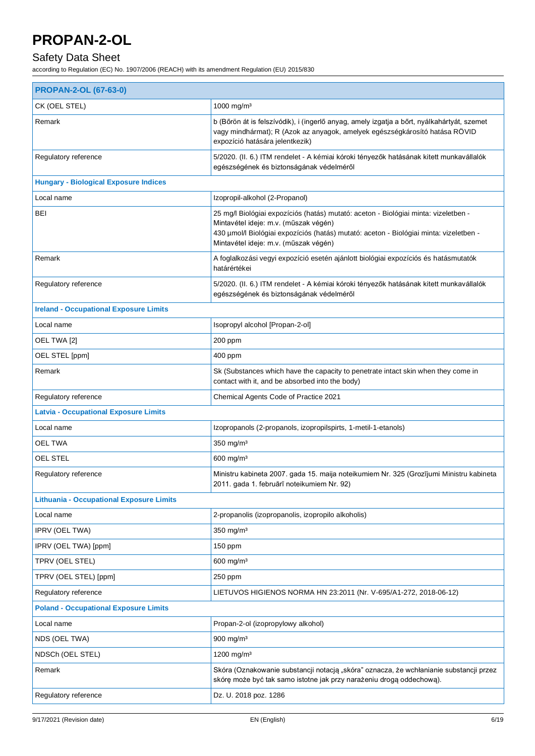# PROPAN-2-OL

## Safety Data Sheet

according to Regulation (EC) No. 1907/2006 (REACH) with its amendment Regulation (EU) 2015/830

| **PROPAN-2-OL (67-63-0)** | |
|---|---|
| CK (OEL STEL) | 1000 mg/m³ |
| Remark | b (Bőrön át is felszívódik), i (ingerlő anyag, amely izgatja a bőrt, nyálkahártyát, szemet vagy mindhármat); R (Azok az anyagok, amelyek egészségkárosító hatása RÖVID expozíció hatására jelentkezik) |
| Regulatory reference | 5/2020. (II. 6.) ITM rendelet - A kémiai kóroki tényezők hatásának kitett munkavállalók egészségének és biztonságának védelméről |
| **Hungary - Biological Exposure Indices** | |
| Local name | Izopropil-alkohol (2-Propanol) |
| BEI | 25 mg/l Biológiai expozíciós (hatás) mutató: aceton - Biológiai minta: vizeletben - Mintavétel ideje: m.v. (műszak végén)<br>430 µmol/l Biológiai expozíciós (hatás) mutató: aceton - Biológiai minta: vizeletben - Mintavétel ideje: m.v. (műszak végén) |
| Remark | A foglalkozási vegyi expozíció esetén ajánlott biológiai expozíciós és hatásmutatók határértékei |
| Regulatory reference | 5/2020. (II. 6.) ITM rendelet - A kémiai kóroki tényezők hatásának kitett munkavállalók egészségének és biztonságának védelméről |
| **Ireland - Occupational Exposure Limits** | |
| Local name | Isopropyl alcohol [Propan-2-ol] |
| OEL TWA [2] | 200 ppm |
| OEL STEL [ppm] | 400 ppm |
| Remark | Sk (Substances which have the capacity to penetrate intact skin when they come in contact with it, and be absorbed into the body) |
| Regulatory reference | Chemical Agents Code of Practice 2021 |
| **Latvia - Occupational Exposure Limits** | |
| Local name | Izopropanols (2-propanols, izopropilspirts, 1-metil-1-etanols) |
| OEL TWA | 350 mg/m³ |
| OEL STEL | 600 mg/m³ |
| Regulatory reference | Ministru kabineta 2007. gada 15. maija noteikumiem Nr. 325 (Grozījumi Ministru kabineta 2011. gada 1. februārī noteikumiem Nr. 92) |
| **Lithuania - Occupational Exposure Limits** | |
| Local name | 2-propanolis (izopropanolis, izopropilo alkoholis) |
| IPRV (OEL TWA) | 350 mg/m³ |
| IPRV (OEL TWA) [ppm] | 150 ppm |
| TPRV (OEL STEL) | 600 mg/m³ |
| TPRV (OEL STEL) [ppm] | 250 ppm |
| Regulatory reference | LIETUVOS HIGIENOS NORMA HN 23:2011 (Nr. V-695/A1-272, 2018-06-12) |
| **Poland - Occupational Exposure Limits** | |
| Local name | Propan-2-ol (izopropylowy alkohol) |
| NDS (OEL TWA) | 900 mg/m³ |
| NDSCh (OEL STEL) | 1200 mg/m³ |
| Remark | Skóra (Oznakowanie substancji notacją „skóra" oznacza, że wchłanianie substancji przez skórę może być tak samo istotne jak przy narażeniu drogą oddechową). |
| Regulatory reference | Dz. U. 2018 poz. 1286 |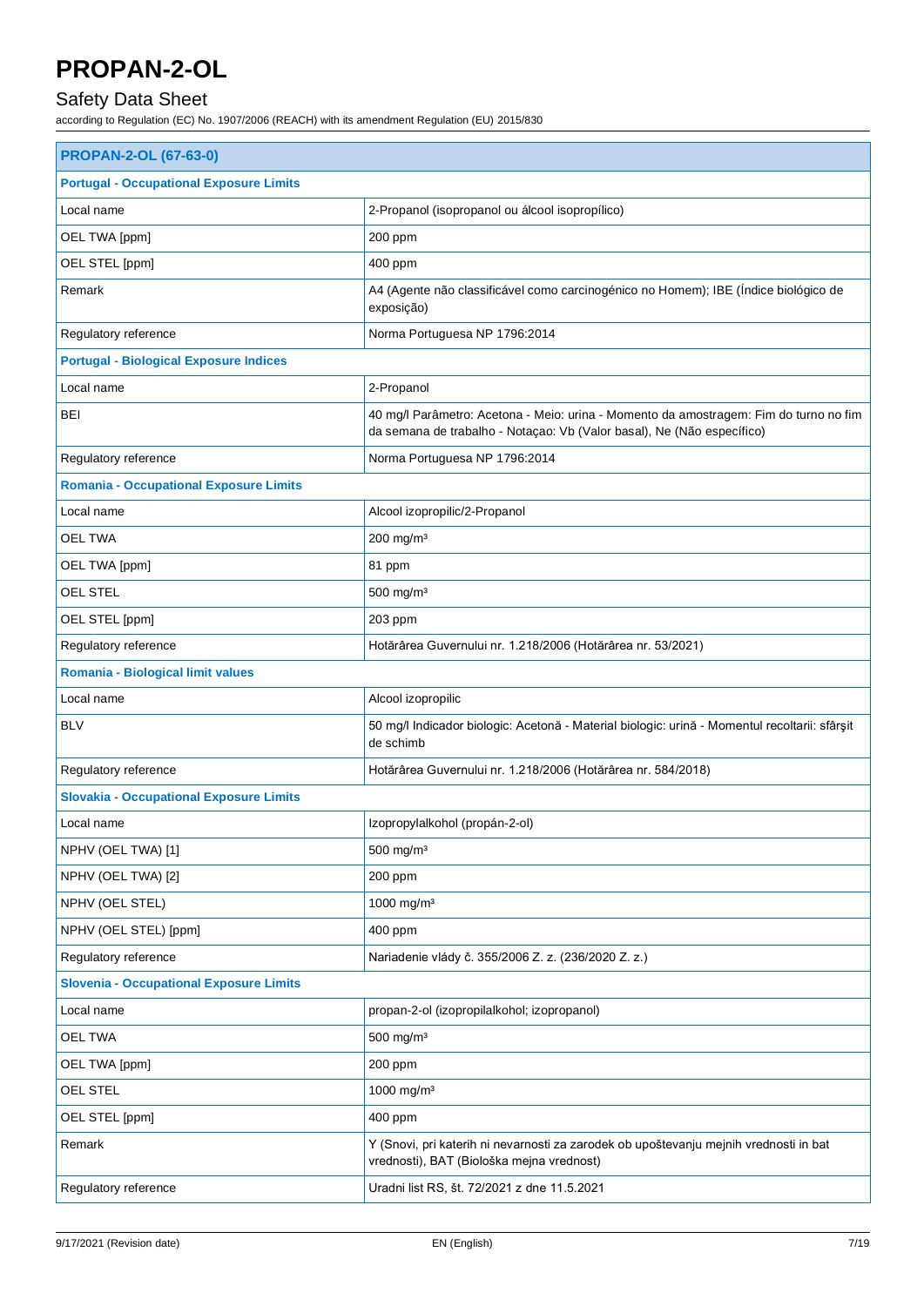| PROPAN-2-OL (67-63-0) | |
|---|---|
| **Portugal - Occupational Exposure Limits** | |
| Local name | 2-Propanol (isopropanol ou álcool isopropílico) |
| OEL TWA [ppm] | 200 ppm |
| OEL STEL [ppm] | 400 ppm |
| Remark | A4 (Agente não classificável como carcinogénico no Homem); IBE (Índice biológico de exposição) |
| Regulatory reference | Norma Portuguesa NP 1796:2014 |
| **Portugal - Biological Exposure Indices** | |
| Local name | 2-Propanol |
| BEI | 40 mg/l Parâmetro: Acetona - Meio: urina - Momento da amostragem: Fim do turno no fim da semana de trabalho - Notaçao: Vb (Valor basal), Ne (Não específico) |
| Regulatory reference | Norma Portuguesa NP 1796:2014 |
| **Romania - Occupational Exposure Limits** | |
| Local name | Alcool izopropilic/2-Propanol |
| OEL TWA | 200 mg/m³ |
| OEL TWA [ppm] | 81 ppm |
| OEL STEL | 500 mg/m³ |
| OEL STEL [ppm] | 203 ppm |
| Regulatory reference | Hotărârea Guvernului nr. 1.218/2006 (Hotărârea nr. 53/2021) |
| **Romania - Biological limit values** | |
| Local name | Alcool izopropilic |
| BLV | 50 mg/l Indicador biologic: Acetonă - Material biologic: urină - Momentul recoltarii: sfârşit de schimb |
| Regulatory reference | Hotărârea Guvernului nr. 1.218/2006 (Hotărârea nr. 584/2018) |
| **Slovakia - Occupational Exposure Limits** | |
| Local name | Izopropylalkohol (propán-2-ol) |
| NPHV (OEL TWA) [1] | 500 mg/m³ |
| NPHV (OEL TWA) [2] | 200 ppm |
| NPHV (OEL STEL) | 1000 mg/m³ |
| NPHV (OEL STEL) [ppm] | 400 ppm |
| Regulatory reference | Nariadenie vlády č. 355/2006 Z. z. (236/2020 Z. z.) |
| **Slovenia - Occupational Exposure Limits** | |
| Local name | propan-2-ol (izopropilalkohol; izopropanol) |
| OEL TWA | 500 mg/m³ |
| OEL TWA [ppm] | 200 ppm |
| OEL STEL | 1000 mg/m³ |
| OEL STEL [ppm] | 400 ppm |
| Remark | Y (Snovi, pri katerih ni nevarnosti za zarodek ob upoštevanju mejnih vrednosti in bat vrednosti), BAT (Biološka mejna vrednost) |
| Regulatory reference | Uradni list RS, št. 72/2021 z dne 11.5.2021 |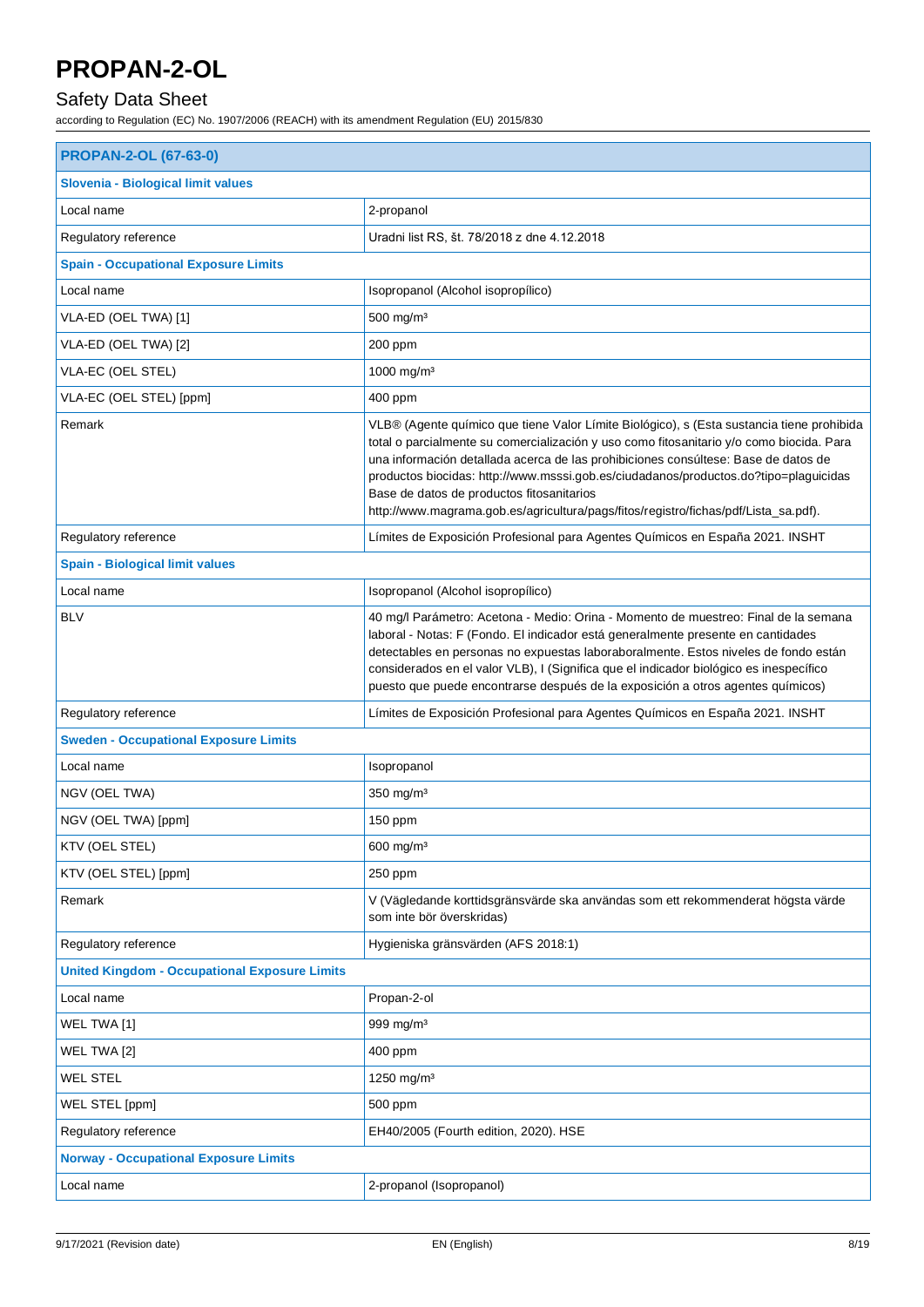# PROPAN-2-OL

## Safety Data Sheet

according to Regulation (EC) No. 1907/2006 (REACH) with its amendment Regulation (EU) 2015/830

| PROPAN-2-OL (67-63-0) | |
|---|---|
| **Slovenia - Biological limit values** | |
| Local name | 2-propanol |
| Regulatory reference | Uradni list RS, št. 78/2018 z dne 4.12.2018 |
| **Spain - Occupational Exposure Limits** | |
| Local name | Isopropanol (Alcohol isopropílico) |
| VLA-ED (OEL TWA) [1] | 500 mg/m³ |
| VLA-ED (OEL TWA) [2] | 200 ppm |
| VLA-EC (OEL STEL) | 1000 mg/m³ |
| VLA-EC (OEL STEL) [ppm] | 400 ppm |
| Remark | VLB® (Agente químico que tiene Valor Límite Biológico), s (Esta sustancia tiene prohibida total o parcialmente su comercialización y uso como fitosanitario y/o como biocida. Para una información detallada acerca de las prohibiciones consúltese: Base de datos de productos biocidas: http://www.msssi.gob.es/ciudadanos/productos.do?tipo=plaguicidas Base de datos de productos fitosanitarios http://www.magrama.gob.es/agricultura/pags/fitos/registro/fichas/pdf/Lista_sa.pdf). |
| Regulatory reference | Límites de Exposición Profesional para Agentes Químicos en España 2021. INSHT |
| **Spain - Biological limit values** | |
| Local name | Isopropanol (Alcohol isopropílico) |
| BLV | 40 mg/l Parámetro: Acetona - Medio: Orina - Momento de muestreo: Final de la semana laboral - Notas: F (Fondo. El indicador está generalmente presente en cantidades detectables en personas no expuestas laboraboralmente. Estos niveles de fondo están considerados en el valor VLB), I (Significa que el indicador biológico es inespecífico puesto que puede encontrarse después de la exposición a otros agentes químicos) |
| Regulatory reference | Límites de Exposición Profesional para Agentes Químicos en España 2021. INSHT |
| **Sweden - Occupational Exposure Limits** | |
| Local name | Isopropanol |
| NGV (OEL TWA) | 350 mg/m³ |
| NGV (OEL TWA) [ppm] | 150 ppm |
| KTV (OEL STEL) | 600 mg/m³ |
| KTV (OEL STEL) [ppm] | 250 ppm |
| Remark | V (Vägledande korttidsgränsvärde ska användas som ett rekommenderat högsta värde som inte bör överskridas) |
| Regulatory reference | Hygieniska gränsvärden (AFS 2018:1) |
| **United Kingdom - Occupational Exposure Limits** | |
| Local name | Propan-2-ol |
| WEL TWA [1] | 999 mg/m³ |
| WEL TWA [2] | 400 ppm |
| WEL STEL | 1250 mg/m³ |
| WEL STEL [ppm] | 500 ppm |
| Regulatory reference | EH40/2005 (Fourth edition, 2020). HSE |
| **Norway - Occupational Exposure Limits** | |
| Local name | 2-propanol (Isopropanol) |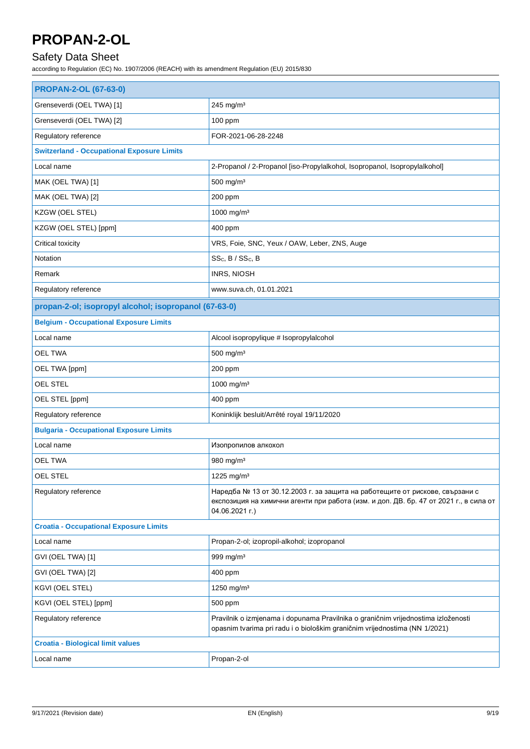# PROPAN-2-OL

## Safety Data Sheet

according to Regulation (EC) No. 1907/2006 (REACH) with its amendment Regulation (EU) 2015/830

| **PROPAN-2-OL (67-63-0)** | |
|---|---|
| Grenseverdi (OEL TWA) [1] | 245 mg/m³ |
| Grenseverdi (OEL TWA) [2] | 100 ppm |
| Regulatory reference | FOR-2021-06-28-2248 |
| **Switzerland - Occupational Exposure Limits** | |
| Local name | 2-Propanol / 2-Propanol [iso-Propylalkohol, Isopropanol, Isopropylalkohol] |
| MAK (OEL TWA) [1] | 500 mg/m³ |
| MAK (OEL TWA) [2] | 200 ppm |
| KZGW (OEL STEL) | 1000 mg/m³ |
| KZGW (OEL STEL) [ppm] | 400 ppm |
| Critical toxicity | VRS, Foie, SNC, Yeux / OAW, Leber, ZNS, Auge |
| Notation | $SS_C$, B / $SS_C$, B |
| Remark | INRS, NIOSH |
| Regulatory reference | www.suva.ch, 01.01.2021 |

| **propan-2-ol; isopropyl alcohol; isopropanol (67-63-0)** | |
|---|---|
| **Belgium - Occupational Exposure Limits** | |
| Local name | Alcool isopropylique # Isopropylalcohol |
| OEL TWA | 500 mg/m³ |
| OEL TWA [ppm] | 200 ppm |
| OEL STEL | 1000 mg/m³ |
| OEL STEL [ppm] | 400 ppm |
| Regulatory reference | Koninklijk besluit/Arrêté royal 19/11/2020 |
| **Bulgaria - Occupational Exposure Limits** | |
| Local name | Изопропилов алкохол |
| OEL TWA | 980 mg/m³ |
| OEL STEL | 1225 mg/m³ |
| Regulatory reference | Наредба № 13 от 30.12.2003 г. за защита на работещите от рискове, свързани с експозиция на химични агенти при работа (изм. и доп. ДВ. бр. 47 от 2021 г., в сила от 04.06.2021 г.) |
| **Croatia - Occupational Exposure Limits** | |
| Local name | Propan-2-ol; izopropil-alkohol; izopropanol |
| GVI (OEL TWA) [1] | 999 mg/m³ |
| GVI (OEL TWA) [2] | 400 ppm |
| KGVI (OEL STEL) | 1250 mg/m³ |
| KGVI (OEL STEL) [ppm] | 500 ppm |
| Regulatory reference | Pravilnik o izmjenama i dopunama Pravilnika o graničnim vrijednostima izloženosti opasnim tvarima pri radu i o biološkim graničnim vrijednostima (NN 1/2021) |
| **Croatia - Biological limit values** | |
| Local name | Propan-2-ol |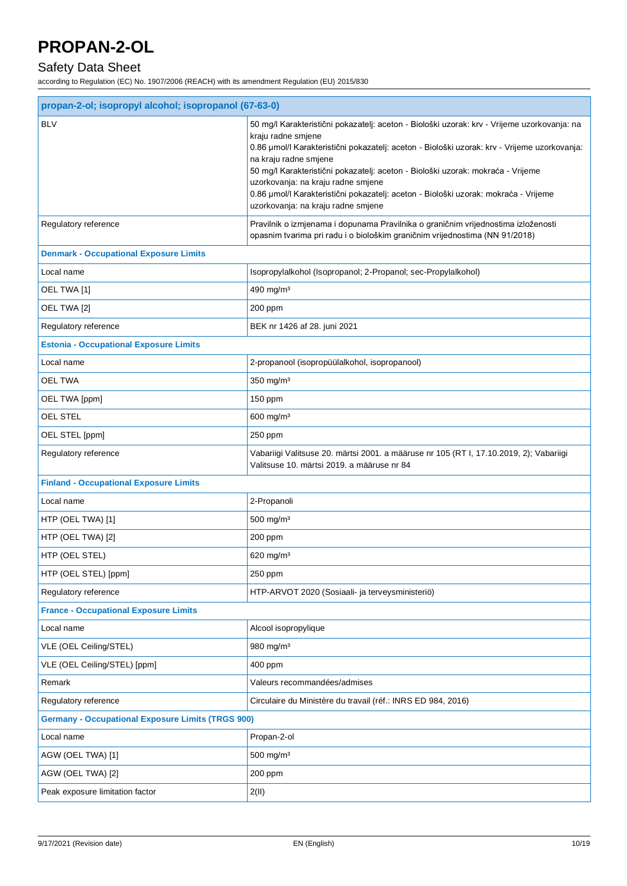| propan-2-ol; isopropyl alcohol; isopropanol (67-63-0) | |
|---|---|
| BLV | 50 mg/l Karakteristični pokazatelj: aceton - Biološki uzorak: krv - Vrijeme uzorkovanja: na kraju radne smjene<br>0.86 µmol/l Karakteristični pokazatelj: aceton - Biološki uzorak: krv - Vrijeme uzorkovanja: na kraju radne smjene<br>50 mg/l Karakteristični pokazatelj: aceton - Biološki uzorak: mokraća - Vrijeme uzorkovanja: na kraju radne smjene<br>0.86 µmol/l Karakteristični pokazatelj: aceton - Biološki uzorak: mokraća - Vrijeme uzorkovanja: na kraju radne smjene |
| Regulatory reference | Pravilnik o izmjenama i dopunama Pravilnika o graničnim vrijednostima izloženosti opasnim tvarima pri radu i o biološkim graničnim vrijednostima (NN 91/2018) |
| **Denmark - Occupational Exposure Limits** | |
| Local name | Isopropylalkohol (Isopropanol; 2-Propanol; sec-Propylalkohol) |
| OEL TWA [1] | 490 mg/m³ |
| OEL TWA [2] | 200 ppm |
| Regulatory reference | BEK nr 1426 af 28. juni 2021 |
| **Estonia - Occupational Exposure Limits** | |
| Local name | 2-propanool (isopropüülalkohol, isopropanool) |
| OEL TWA | 350 mg/m³ |
| OEL TWA [ppm] | 150 ppm |
| OEL STEL | 600 mg/m³ |
| OEL STEL [ppm] | 250 ppm |
| Regulatory reference | Vabariigi Valitsuse 20. märtsi 2001. a määruse nr 105 (RT I, 17.10.2019, 2); Vabariigi Valitsuse 10. märtsi 2019. a määruse nr 84 |
| **Finland - Occupational Exposure Limits** | |
| Local name | 2-Propanoli |
| HTP (OEL TWA) [1] | 500 mg/m³ |
| HTP (OEL TWA) [2] | 200 ppm |
| HTP (OEL STEL) | 620 mg/m³ |
| HTP (OEL STEL) [ppm] | 250 ppm |
| Regulatory reference | HTP-ARVOT 2020 (Sosiaali- ja terveysministeriö) |
| **France - Occupational Exposure Limits** | |
| Local name | Alcool isopropylique |
| VLE (OEL Ceiling/STEL) | 980 mg/m³ |
| VLE (OEL Ceiling/STEL) [ppm] | 400 ppm |
| Remark | Valeurs recommandées/admises |
| Regulatory reference | Circulaire du Ministère du travail (réf.: INRS ED 984, 2016) |
| **Germany - Occupational Exposure Limits (TRGS 900)** | |
| Local name | Propan-2-ol |
| AGW (OEL TWA) [1] | 500 mg/m³ |
| AGW (OEL TWA) [2] | 200 ppm |
| Peak exposure limitation factor | 2(II) |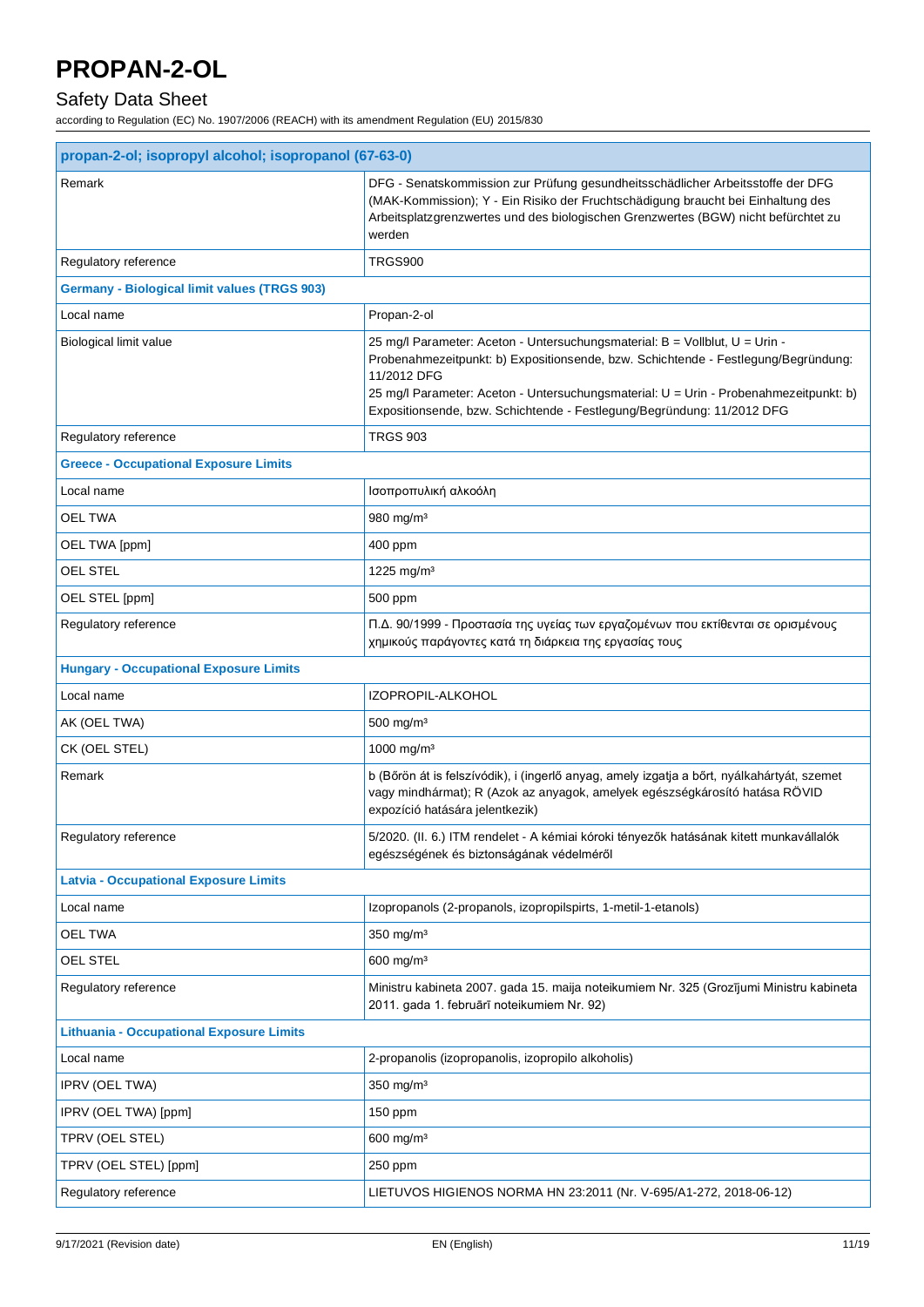# PROPAN-2-OL

## Safety Data Sheet

according to Regulation (EC) No. 1907/2006 (REACH) with its amendment Regulation (EU) 2015/830

| propan-2-ol; isopropyl alcohol; isopropanol (67-63-0) | |
|---|---|
| Remark | DFG - Senatskommission zur Prüfung gesundheitsschädlicher Arbeitsstoffe der DFG (MAK-Kommission); Y - Ein Risiko der Fruchtschädigung braucht bei Einhaltung des Arbeitsplatzgrenzwertes und des biologischen Grenzwertes (BGW) nicht befürchtet zu werden |
| Regulatory reference | TRGS900 |
| **Germany - Biological limit values (TRGS 903)** | |
| Local name | Propan-2-ol |
| Biological limit value | 25 mg/l Parameter: Aceton - Untersuchungsmaterial: B = Vollblut, U = Urin - Probenahmezeitpunkt: b) Expositionsende, bzw. Schichtende - Festlegung/Begründung: 11/2012 DFG<br>25 mg/l Parameter: Aceton - Untersuchungsmaterial: U = Urin - Probenahmezeitpunkt: b) Expositionsende, bzw. Schichtende - Festlegung/Begründung: 11/2012 DFG |
| Regulatory reference | TRGS 903 |
| **Greece - Occupational Exposure Limits** | |
| Local name | Ισοπροπυλική αλκοόλη |
| OEL TWA | 980 mg/m³ |
| OEL TWA [ppm] | 400 ppm |
| OEL STEL | 1225 mg/m³ |
| OEL STEL [ppm] | 500 ppm |
| Regulatory reference | Π.Δ. 90/1999 - Προστασία της υγείας των εργαζομένων που εκτίθενται σε ορισμένους χημικούς παράγοντες κατά τη διάρκεια της εργασίας τους |
| **Hungary - Occupational Exposure Limits** | |
| Local name | IZOPROPIL-ALKOHOL |
| AK (OEL TWA) | 500 mg/m³ |
| CK (OEL STEL) | 1000 mg/m³ |
| Remark | b (Bőrön át is felszívódik), i (ingerlő anyag, amely izgatja a bőrt, nyálkahártyát, szemet vagy mindhármat); R (Azok az anyagok, amelyek egészségkárosító hatása RÖVID expozíció hatására jelentkezik) |
| Regulatory reference | 5/2020. (II. 6.) ITM rendelet - A kémiai kóroki tényezők hatásának kitett munkavállalók egészségének és biztonságának védelméről |
| **Latvia - Occupational Exposure Limits** | |
| Local name | Izopropanols (2-propanols, izopropilspirts, 1-metil-1-etanols) |
| OEL TWA | 350 mg/m³ |
| OEL STEL | 600 mg/m³ |
| Regulatory reference | Ministru kabineta 2007. gada 15. maija noteikumiem Nr. 325 (Grozījumi Ministru kabineta 2011. gada 1. februārī noteikumiem Nr. 92) |
| **Lithuania - Occupational Exposure Limits** | |
| Local name | 2-propanolis (izopropanolis, izopropilo alkoholis) |
| IPRV (OEL TWA) | 350 mg/m³ |
| IPRV (OEL TWA) [ppm] | 150 ppm |
| TPRV (OEL STEL) | 600 mg/m³ |
| TPRV (OEL STEL) [ppm] | 250 ppm |
| Regulatory reference | LIETUVOS HIGIENOS NORMA HN 23:2011 (Nr. V-695/A1-272, 2018-06-12) |

9/17/2021 (Revision date) EN (English)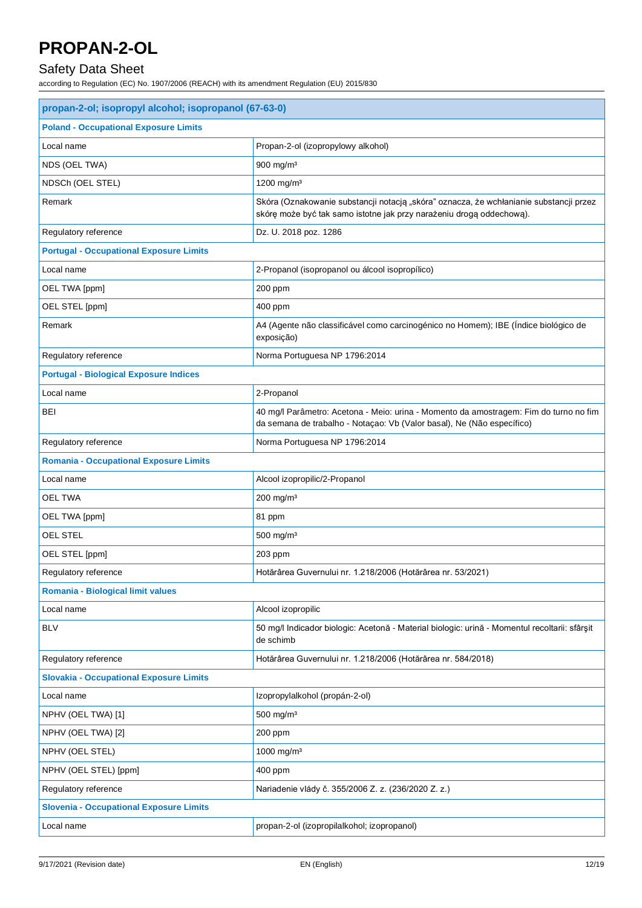| propan-2-ol; isopropyl alcohol; isopropanol (67-63-0) | |
|---|---|
| **Poland - Occupational Exposure Limits** | |
| Local name | Propan-2-ol (izopropylowy alkohol) |
| NDS (OEL TWA) | 900 mg/m³ |
| NDSCh (OEL STEL) | 1200 mg/m³ |
| Remark | Skóra (Oznakowanie substancji notacją „skóra" oznacza, że wchłanianie substancji przez skórę może być tak samo istotne jak przy narażeniu drogą oddechową). |
| Regulatory reference | Dz. U. 2018 poz. 1286 |
| **Portugal - Occupational Exposure Limits** | |
| Local name | 2-Propanol (isopropanol ou álcool isopropílico) |
| OEL TWA [ppm] | 200 ppm |
| OEL STEL [ppm] | 400 ppm |
| Remark | A4 (Agente não classificável como carcinogénico no Homem); IBE (Índice biológico de exposição) |
| Regulatory reference | Norma Portuguesa NP 1796:2014 |
| **Portugal - Biological Exposure Indices** | |
| Local name | 2-Propanol |
| BEI | 40 mg/l Parâmetro: Acetona - Meio: urina - Momento da amostragem: Fim do turno no fim da semana de trabalho - Notaçao: Vb (Valor basal), Ne (Não específico) |
| Regulatory reference | Norma Portuguesa NP 1796:2014 |
| **Romania - Occupational Exposure Limits** | |
| Local name | Alcool izopropilic/2-Propanol |
| OEL TWA | 200 mg/m³ |
| OEL TWA [ppm] | 81 ppm |
| OEL STEL | 500 mg/m³ |
| OEL STEL [ppm] | 203 ppm |
| Regulatory reference | Hotărârea Guvernului nr. 1.218/2006 (Hotărârea nr. 53/2021) |
| **Romania - Biological limit values** | |
| Local name | Alcool izopropilic |
| BLV | 50 mg/l Indicador biologic: Acetonă - Material biologic: urină - Momentul recoltarii: sfârşit de schimb |
| Regulatory reference | Hotărârea Guvernului nr. 1.218/2006 (Hotărârea nr. 584/2018) |
| **Slovakia - Occupational Exposure Limits** | |
| Local name | Izopropylalkohol (propán-2-ol) |
| NPHV (OEL TWA) [1] | 500 mg/m³ |
| NPHV (OEL TWA) [2] | 200 ppm |
| NPHV (OEL STEL) | 1000 mg/m³ |
| NPHV (OEL STEL) [ppm] | 400 ppm |
| Regulatory reference | Nariadenie vlády č. 355/2006 Z. z. (236/2020 Z. z.) |
| **Slovenia - Occupational Exposure Limits** | |
| Local name | propan-2-ol (izopropilalkohol; izopropanol) |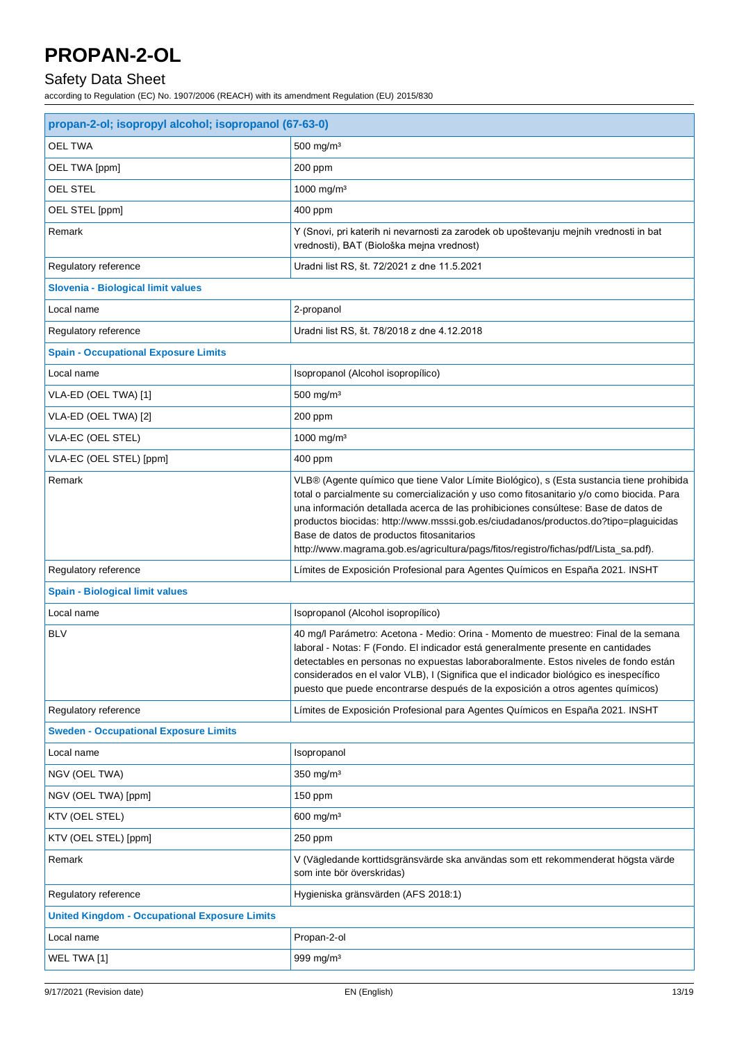| propan-2-ol; isopropyl alcohol; isopropanol (67-63-0) | |
|---|---|
| OEL TWA | 500 mg/m³ |
| OEL TWA [ppm] | 200 ppm |
| OEL STEL | 1000 mg/m³ |
| OEL STEL [ppm] | 400 ppm |
| Remark | Y (Snovi, pri katerih ni nevarnosti za zarodek ob upoštevanju mejnih vrednosti in bat vrednosti), BAT (Biološka mejna vrednost) |
| Regulatory reference | Uradni list RS, št. 72/2021 z dne 11.5.2021 |
| **Slovenia - Biological limit values** | |
| Local name | 2-propanol |
| Regulatory reference | Uradni list RS, št. 78/2018 z dne 4.12.2018 |
| **Spain - Occupational Exposure Limits** | |
| Local name | Isopropanol (Alcohol isopropílico) |
| VLA-ED (OEL TWA) [1] | 500 mg/m³ |
| VLA-ED (OEL TWA) [2] | 200 ppm |
| VLA-EC (OEL STEL) | 1000 mg/m³ |
| VLA-EC (OEL STEL) [ppm] | 400 ppm |
| Remark | VLB® (Agente químico que tiene Valor Límite Biológico), s (Esta sustancia tiene prohibida total o parcialmente su comercialización y uso como fitosanitario y/o como biocida. Para una información detallada acerca de las prohibiciones consúltese: Base de datos de productos biocidas: http://www.msssi.gob.es/ciudadanos/productos.do?tipo=plaguicidas Base de datos de productos fitosanitarios http://www.magrama.gob.es/agricultura/pags/fitos/registro/fichas/pdf/Lista_sa.pdf). |
| Regulatory reference | Límites de Exposición Profesional para Agentes Químicos en España 2021. INSHT |
| **Spain - Biological limit values** | |
| Local name | Isopropanol (Alcohol isopropílico) |
| BLV | 40 mg/l Parámetro: Acetona - Medio: Orina - Momento de muestreo: Final de la semana laboral - Notas: F (Fondo. El indicador está generalmente presente en cantidades detectables en personas no expuestas laboraboralmente. Estos niveles de fondo están considerados en el valor VLB), I (Significa que el indicador biológico es inespecífico puesto que puede encontrarse después de la exposición a otros agentes químicos) |
| Regulatory reference | Límites de Exposición Profesional para Agentes Químicos en España 2021. INSHT |
| **Sweden - Occupational Exposure Limits** | |
| Local name | Isopropanol |
| NGV (OEL TWA) | 350 mg/m³ |
| NGV (OEL TWA) [ppm] | 150 ppm |
| KTV (OEL STEL) | 600 mg/m³ |
| KTV (OEL STEL) [ppm] | 250 ppm |
| Remark | V (Vägledande korttidsgränsvärde ska användas som ett rekommenderat högsta värde som inte bör överskridas) |
| Regulatory reference | Hygieniska gränsvärden (AFS 2018:1) |
| **United Kingdom - Occupational Exposure Limits** | |
| Local name | Propan-2-ol |
| WEL TWA [1] | 999 mg/m³ |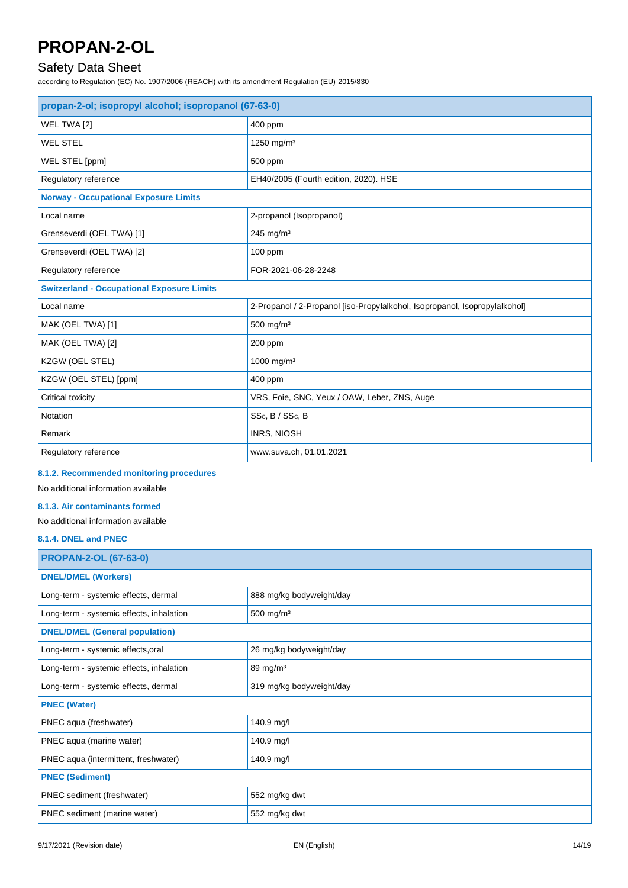| propan-2-ol; isopropyl alcohol; isopropanol (67-63-0) | |
|---|---|
| WEL TWA [2] | 400 ppm |
| WEL STEL | 1250 mg/m³ |
| WEL STEL [ppm] | 500 ppm |
| Regulatory reference | EH40/2005 (Fourth edition, 2020). HSE |
| **Norway - Occupational Exposure Limits** | |
| Local name | 2-propanol (Isopropanol) |
| Grenseverdi (OEL TWA) [1] | 245 mg/m³ |
| Grenseverdi (OEL TWA) [2] | 100 ppm |
| Regulatory reference | FOR-2021-06-28-2248 |
| **Switzerland - Occupational Exposure Limits** | |
| Local name | 2-Propanol / 2-Propanol [iso-Propylalkohol, Isopropanol, Isopropylalkohol] |
| MAK (OEL TWA) [1] | 500 mg/m³ |
| MAK (OEL TWA) [2] | 200 ppm |
| KZGW (OEL STEL) | 1000 mg/m³ |
| KZGW (OEL STEL) [ppm] | 400 ppm |
| Critical toxicity | VRS, Foie, SNC, Yeux / OAW, Leber, ZNS, Auge |
| Notation | SSc, B / SSc, B |
| Remark | INRS, NIOSH |
| Regulatory reference | www.suva.ch, 01.01.2021 |

#### 8.1.2. Recommended monitoring procedures

No additional information available

#### 8.1.3. Air contaminants formed

No additional information available

#### 8.1.4. DNEL and PNEC

| PROPAN-2-OL (67-63-0) | |
|---|---|
| **DNEL/DMEL (Workers)** | |
| Long-term - systemic effects, dermal | 888 mg/kg bodyweight/day |
| Long-term - systemic effects, inhalation | 500 mg/m³ |
| **DNEL/DMEL (General population)** | |
| Long-term - systemic effects,oral | 26 mg/kg bodyweight/day |
| Long-term - systemic effects, inhalation | 89 mg/m³ |
| Long-term - systemic effects, dermal | 319 mg/kg bodyweight/day |
| **PNEC (Water)** | |
| PNEC aqua (freshwater) | 140.9 mg/l |
| PNEC aqua (marine water) | 140.9 mg/l |
| PNEC aqua (intermittent, freshwater) | 140.9 mg/l |
| **PNEC (Sediment)** | |
| PNEC sediment (freshwater) | 552 mg/kg dwt |
| PNEC sediment (marine water) | 552 mg/kg dwt |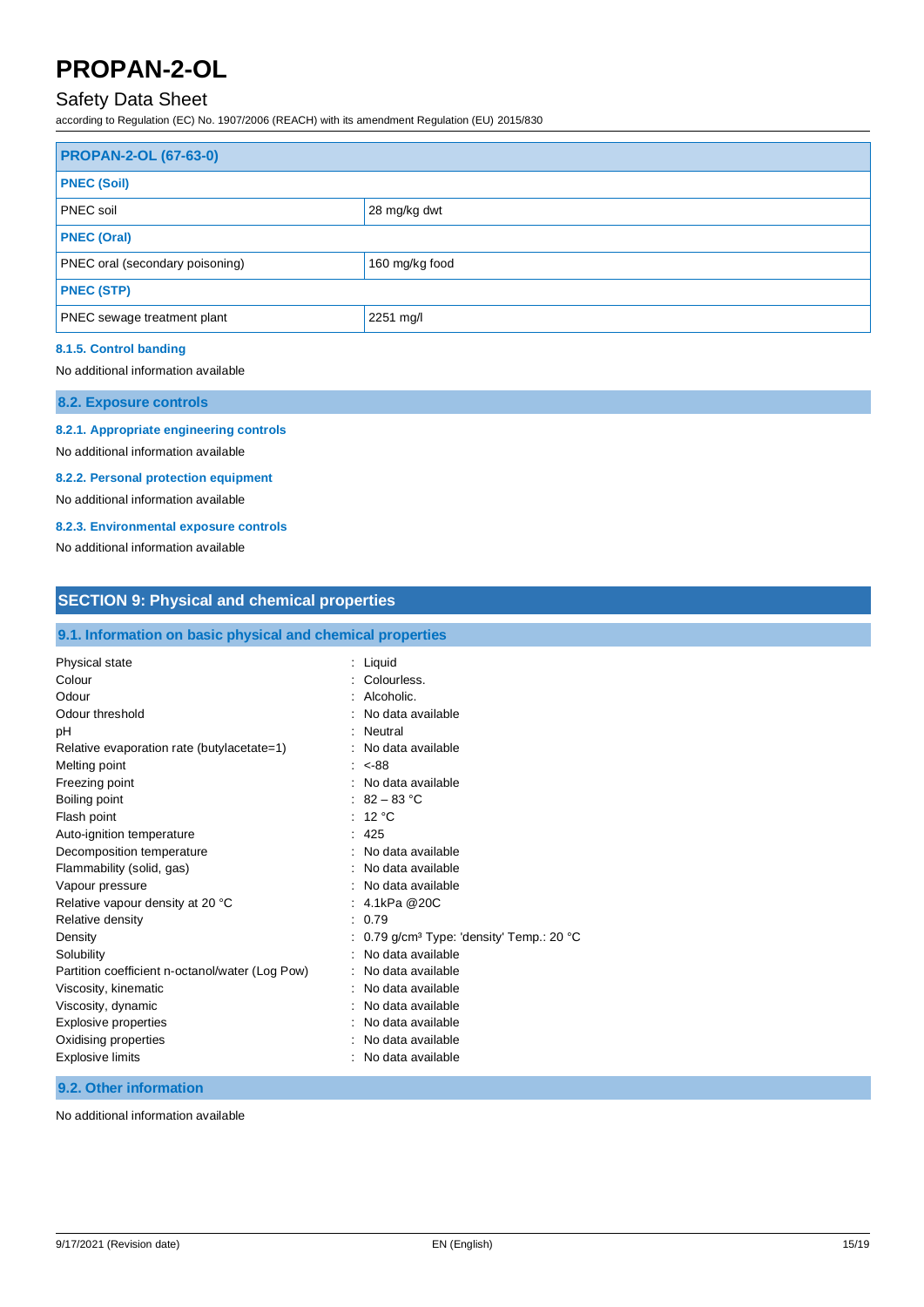| PROPAN-2-OL (67-63-0) | |
|---|---|
| **PNEC (Soil)** | |
| PNEC soil | 28 mg/kg dwt |
| **PNEC (Oral)** | |
| PNEC oral (secondary poisoning) | 160 mg/kg food |
| **PNEC (STP)** | |
| PNEC sewage treatment plant | 2251 mg/l |

#### 8.1.5. Control banding

No additional information available

### 8.2. Exposure controls

#### 8.2.1. Appropriate engineering controls

No additional information available

#### 8.2.2. Personal protection equipment

No additional information available

#### 8.2.3. Environmental exposure controls

No additional information available

## SECTION 9: Physical and chemical properties

### 9.1. Information on basic physical and chemical properties

| | |
|---|---|
| Physical state | : Liquid |
| Colour | : Colourless. |
| Odour | : Alcoholic. |
| Odour threshold | : No data available |
| pH | : Neutral |
| Relative evaporation rate (butylacetate=1) | : No data available |
| Melting point | : <-88 |
| Freezing point | : No data available |
| Boiling point | : 82 – 83 °C |
| Flash point | : 12 °C |
| Auto-ignition temperature | : 425 |
| Decomposition temperature | : No data available |
| Flammability (solid, gas) | : No data available |
| Vapour pressure | : No data available |
| Relative vapour density at 20 °C | : 4.1kPa @20C |
| Relative density | : 0.79 |
| Density | : 0.79 g/cm³ Type: 'density' Temp.: 20 °C |
| Solubility | : No data available |
| Partition coefficient n-octanol/water (Log Pow) | : No data available |
| Viscosity, kinematic | : No data available |
| Viscosity, dynamic | : No data available |
| Explosive properties | : No data available |
| Oxidising properties | : No data available |
| Explosive limits | : No data available |

### 9.2. Other information

No additional information available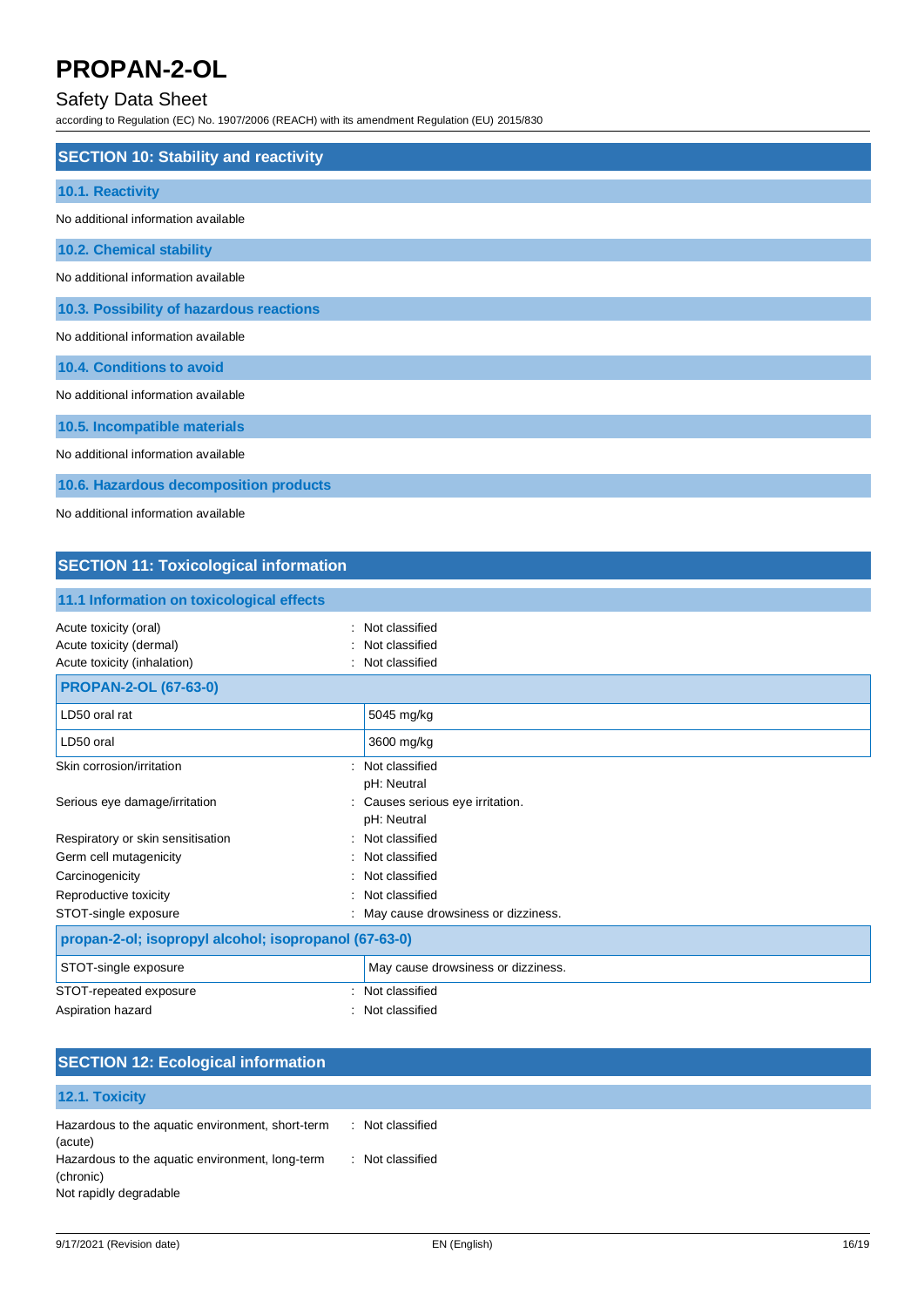# PROPAN-2-OL

## Safety Data Sheet

according to Regulation (EC) No. 1907/2006 (REACH) with its amendment Regulation (EU) 2015/830

## SECTION 10: Stability and reactivity

### 10.1. Reactivity

No additional information available

### 10.2. Chemical stability

No additional information available

### 10.3. Possibility of hazardous reactions

No additional information available

### 10.4. Conditions to avoid

No additional information available

### 10.5. Incompatible materials

No additional information available

### 10.6. Hazardous decomposition products

No additional information available

## SECTION 11: Toxicological information

### 11.1 Information on toxicological effects

Acute toxicity (oral) : Not classified
Acute toxicity (dermal) : Not classified
Acute toxicity (inhalation) : Not classified

| PROPAN-2-OL (67-63-0) | |
|---|---|
| LD50 oral rat | 5045 mg/kg |
| LD50 oral | 3600 mg/kg |

Skin corrosion/irritation : Not classified
pH: Neutral
Serious eye damage/irritation : Causes serious eye irritation.
pH: Neutral
Respiratory or skin sensitisation : Not classified
Germ cell mutagenicity : Not classified
Carcinogenicity : Not classified
Reproductive toxicity : Not classified
STOT-single exposure : May cause drowsiness or dizziness.

| propan-2-ol; isopropyl alcohol; isopropanol (67-63-0) | |
|---|---|
| STOT-single exposure | May cause drowsiness or dizziness. |

STOT-repeated exposure : Not classified
Aspiration hazard : Not classified

## SECTION 12: Ecological information

### 12.1. Toxicity

Hazardous to the aquatic environment, short-term (acute) : Not classified
Hazardous to the aquatic environment, long-term (chronic) : Not classified
Not rapidly degradable

9/17/2021 (Revision date)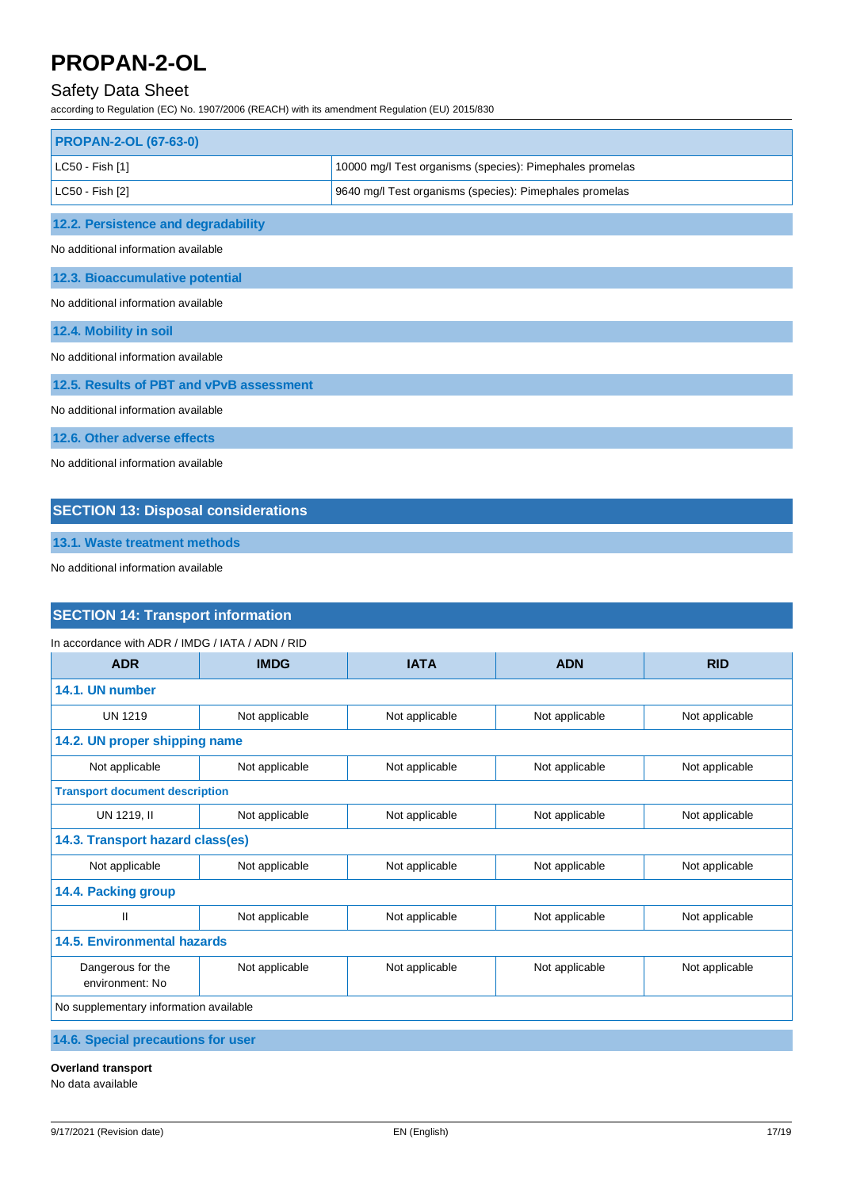| PROPAN-2-OL (67-63-0) | |
|---|---|
| LC50 - Fish [1] | 10000 mg/l Test organisms (species): Pimephales promelas |
| LC50 - Fish [2] | 9640 mg/l Test organisms (species): Pimephales promelas |

### 12.2. Persistence and degradability

No additional information available

### 12.3. Bioaccumulative potential

No additional information available

### 12.4. Mobility in soil

No additional information available

### 12.5. Results of PBT and vPvB assessment

No additional information available

### 12.6. Other adverse effects

No additional information available

## SECTION 13: Disposal considerations

### 13.1. Waste treatment methods

No additional information available

## SECTION 14: Transport information

In accordance with ADR / IMDG / IATA / ADN / RID

| ADR | IMDG | IATA | ADN | RID |
|---|---|---|---|---|
| **14.1. UN number** | | | | |
| UN 1219 | Not applicable | Not applicable | Not applicable | Not applicable |
| **14.2. UN proper shipping name** | | | | |
| Not applicable | Not applicable | Not applicable | Not applicable | Not applicable |
| **Transport document description** | | | | |
| UN 1219, II | Not applicable | Not applicable | Not applicable | Not applicable |
| **14.3. Transport hazard class(es)** | | | | |
| Not applicable | Not applicable | Not applicable | Not applicable | Not applicable |
| **14.4. Packing group** | | | | |
| II | Not applicable | Not applicable | Not applicable | Not applicable |
| **14.5. Environmental hazards** | | | | |
| Dangerous for the environment: No | Not applicable | Not applicable | Not applicable | Not applicable |
| No supplementary information available | | | | |

### 14.6. Special precautions for user

**Overland transport**
No data available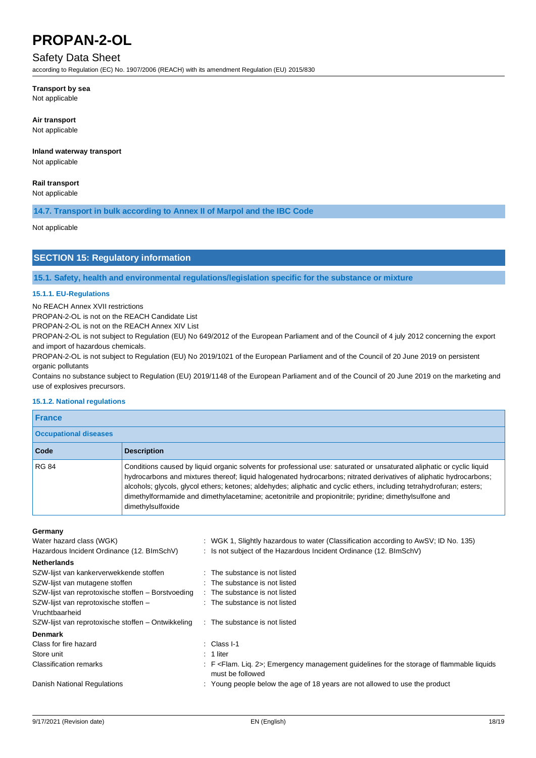**Transport by sea**

Not applicable

**Air transport**

Not applicable

**Inland waterway transport**

Not applicable

**Rail transport**

Not applicable

### 14.7. Transport in bulk according to Annex II of Marpol and the IBC Code

Not applicable

## SECTION 15: Regulatory information

### 15.1. Safety, health and environmental regulations/legislation specific for the substance or mixture

#### 15.1.1. EU-Regulations

No REACH Annex XVII restrictions

PROPAN-2-OL is not on the REACH Candidate List

PROPAN-2-OL is not on the REACH Annex XIV List

PROPAN-2-OL is not subject to Regulation (EU) No 649/2012 of the European Parliament and of the Council of 4 july 2012 concerning the export and import of hazardous chemicals.

PROPAN-2-OL is not subject to Regulation (EU) No 2019/1021 of the European Parliament and of the Council of 20 June 2019 on persistent organic pollutants

Contains no substance subject to Regulation (EU) 2019/1148 of the European Parliament and of the Council of 20 June 2019 on the marketing and use of explosives precursors.

#### 15.1.2. National regulations

**France**

**Occupational diseases**

| Code | Description |
|---|---|
| RG 84 | Conditions caused by liquid organic solvents for professional use: saturated or unsaturated aliphatic or cyclic liquid hydrocarbons and mixtures thereof; liquid halogenated hydrocarbons; nitrated derivatives of aliphatic hydrocarbons; alcohols; glycols, glycol ethers; ketones; aldehydes; aliphatic and cyclic ethers, including tetrahydrofuran; esters; dimethylformamide and dimethylacetamine; acetonitrile and propionitrile; pyridine; dimethylsulfone and dimethylsulfoxide |

**Germany**

| | |
|---|---|
| Water hazard class (WGK) | : WGK 1, Slightly hazardous to water (Classification according to AwSV; ID No. 135) |
| Hazardous Incident Ordinance (12. BImSchV) | : Is not subject of the Hazardous Incident Ordinance (12. BImSchV) |

**Netherlands**

| | |
|---|---|
| SZW-lijst van kankerverwekkende stoffen | : The substance is not listed |
| SZW-lijst van mutagene stoffen | : The substance is not listed |
| SZW-lijst van reprotoxische stoffen – Borstvoeding | : The substance is not listed |
| SZW-lijst van reprotoxische stoffen – Vruchtbaarheid | : The substance is not listed |
| SZW-lijst van reprotoxische stoffen – Ontwikkeling | : The substance is not listed |

**Denmark**

| | |
|---|---|
| Class for fire hazard | : Class I-1 |
| Store unit | : 1 liter |
| Classification remarks | : F <Flam. Liq. 2>; Emergency management guidelines for the storage of flammable liquids must be followed |
| Danish National Regulations | : Young people below the age of 18 years are not allowed to use the product |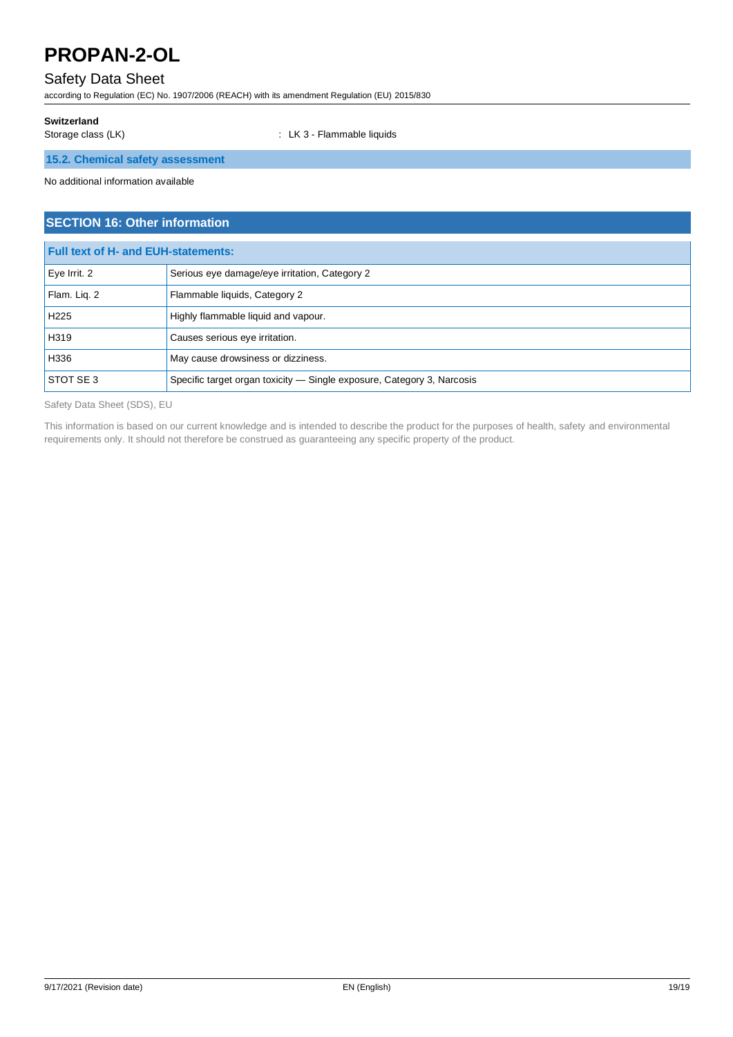**Switzerland**

Storage class (LK) : LK 3 - Flammable liquids

### 15.2. Chemical safety assessment

No additional information available

## SECTION 16: Other information

| Full text of H- and EUH-statements: | |
|---|---|
| Eye Irrit. 2 | Serious eye damage/eye irritation, Category 2 |
| Flam. Liq. 2 | Flammable liquids, Category 2 |
| H225 | Highly flammable liquid and vapour. |
| H319 | Causes serious eye irritation. |
| H336 | May cause drowsiness or dizziness. |
| STOT SE 3 | Specific target organ toxicity — Single exposure, Category 3, Narcosis |

Safety Data Sheet (SDS), EU

This information is based on our current knowledge and is intended to describe the product for the purposes of health, safety and environmental requirements only. It should not therefore be construed as guaranteeing any specific property of the product.